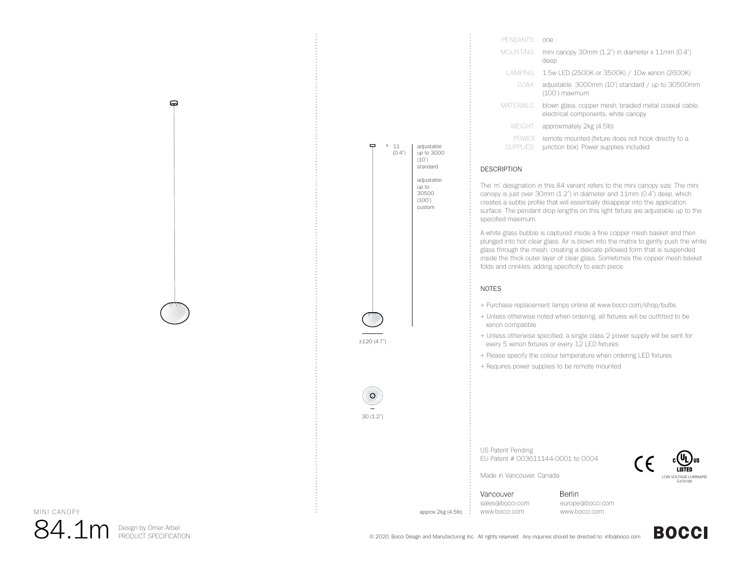| | |
|---|---|
| PENDANTS: | one |
| MOUNTING: | mini canopy 30mm (1.2") in diameter x 11mm (0.4") deep |
| LAMPING: | 1.5w LED (2500K or 3500K) / 10w xenon (2600K) |
| COAX: | adjustable. 3000mm (10') standard / up to 30500mm (100') maximum |
| MATERIALS: | blown glass, copper mesh, braided metal coaxial cable, electrical components, white canopy |
| WEIGHT: | approximately 2kg (4.5lb) |
| POWER SUPPLIES: | remote mounted (fixture does not hook directly to a junction box). Power supplies included |

11 (0.4")

adjustable up to 3000 (10') standard

adjustable up to 30500 (100') custom

±120 (4.7")

30 (1.2")

approx 2kg (4.5lb)

## DESCRIPTION

The 'm' designation in this 84 variant refers to the mini canopy size. The mini canopy is just over 30mm (1.2") in diameter and 11mm (0.4") deep, which creates a subtle profile that will essentially disappear into the application surface. The pendant drop lengths on this light fixture are adjustable up to the specified maximum.

A white glass bubble is captured inside a fine copper mesh basket and then plunged into hot clear glass. Air is blown into the matrix to gently push the white glass through the mesh, creating a delicate pillowed form that is suspended inside the thick outer layer of clear glass. Sometimes the copper mesh basket folds and crinkles, adding specificity to each piece.

## NOTES

+ Purchase replacement lamps online at www.bocci.com/shop/bulbs
+ Unless otherwise noted when ordering, all fixtures will be outfitted to be xenon compatible
+ Unless otherwise specified, a single class 2 power supply will be sent for every 5 xenon fixtures or every 12 LED fixtures
+ Please specify the colour temperature when ordering LED fixtures
+ Requires power supplies to be remote mounted

US Patent Pending
EU Patent # 003611144-0001 to 0004

Made in Vancouver, Canada

LOW VOLTAGE LUMINAIRE E476186

Vancouver
sales@bocci.com
www.bocci.com

Berlin
europe@bocci.com
www.bocci.com

MINI CANOPY

# 84.1m

Design by Omer Arbel
PRODUCT SPECIFICATION

© 2020, Bocci Design and Manufacturing Inc. All rights reserved. Any inquiries should be directed to: info@bocci.com

BOCCI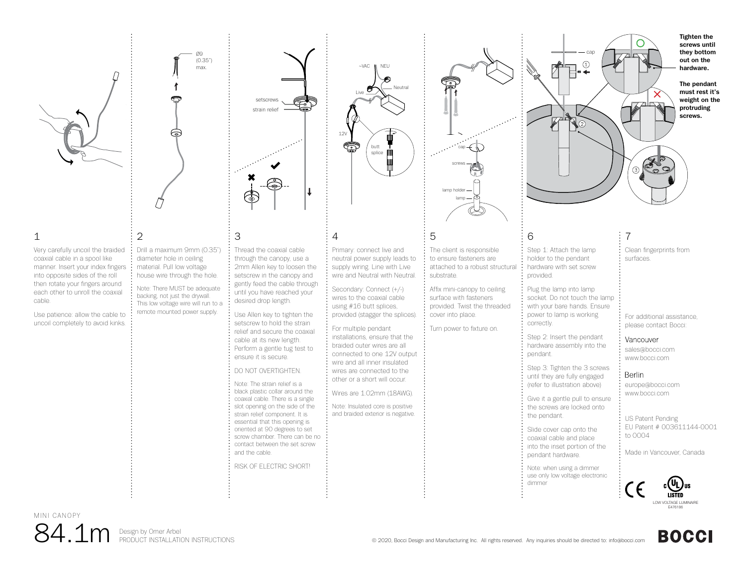## 1

Very carefully uncoil the braided coaxial cable in a spool like manner. Insert your index fingers into opposite sides of the roll then rotate your fingers around each other to unroll the coaxial cable.

Use patience: allow the cable to uncoil completely to avoid kinks.

## 2

Ø9 (0.35") max.

Drill a maximum 9mm (0.35") diameter hole in ceiling material. Pull low voltage house wire through the hole.

Note: There MUST be adequate backing, not just the drywall. This low voltage wire will run to a remote mounted power supply.

## 3

setscrews
strain relief

Thread the coaxial cable through the canopy, use a 2mm Allen key to loosen the setscrew in the canopy and gently feed the cable through until you have reached your desired drop length.

Use Allen key to tighten the setscrew to hold the strain relief and secure the coaxial cable at its new length. Perform a gentle tug test to ensure it is secure.

DO NOT OVERTIGHTEN.

Note: The strain relief is a black plastic collar around the coaxial cable. There is a single slot opening on the side of the strain relief component. It is essential that this opening is oriented at 90 degrees to set screw chamber. There can be no contact between the set screw and the cable.

RISK OF ELECTRIC SHORT!

## 4

~VAC
NEU
Live
Neutral
12V
butt splice

Primary: connect live and neutral power supply leads to supply wiring. Line with Live wire and Neutral with Neutral.

Secondary: Connect (+/-) wires to the coaxial cable using #16 butt splices, provided (stagger the splices).

For multiple pendant installations, ensure that the braided outer wires are all connected to one 12V output wire and all inner insulated wires are connected to the other or a short will occur.

Wires are 1.02mm (18AWG).

Note: Insulated core is positive and braided exterior is negative.

## 5

cap
screws
lamp holder
lamp

The client is responsible to ensure fasteners are attached to a robust structural substrate.

Affix mini-canopy to ceiling surface with fasteners provided. Twist the threaded cover into place.

Turn power to fixture on.

## 6

cap
1
2
3

**Tighten the screws until they bottom out on the hardware.**

**The pendant must rest it's weight on the protruding screws.**

Step 1: Attach the lamp holder to the pendant hardware with set screw provided.

Plug the lamp into lamp socket. Do not touch the lamp with your bare hands. Ensure power to lamp is working correctly.

Step 2: Insert the pendant hardware assembly into the pendant.

Step 3: Tighten the 3 screws until they are fully engaged (refer to illustration above)

Give it a gentle pull to ensure the screws are locked onto the pendant.

Slide cover cap onto the coaxial cable and place into the inset portion of the pendant hardware.

Note: when using a dimmer use only low voltage electronic dimmer

## 7

Clean fingerprints from surfaces.

For additional assistance, please contact Bocci:

Vancouver
sales@bocci.com
www.bocci.com

Berlin
europe@bocci.com
www.bocci.com

US Patent Pending
EU Patent # 003611144-0001 to 0004

Made in Vancouver, Canada

CE
c UL us LISTED
LOW VOLTAGE LUMINAIRE
E478186

MINI CANOPY

# 84.1m

Design by Omer Arbel
PRODUCT INSTALLATION INSTRUCTIONS

© 2020, Bocci Design and Manufacturing Inc. All rights reserved. Any inquiries should be directed to: info@bocci.com

BOCCI